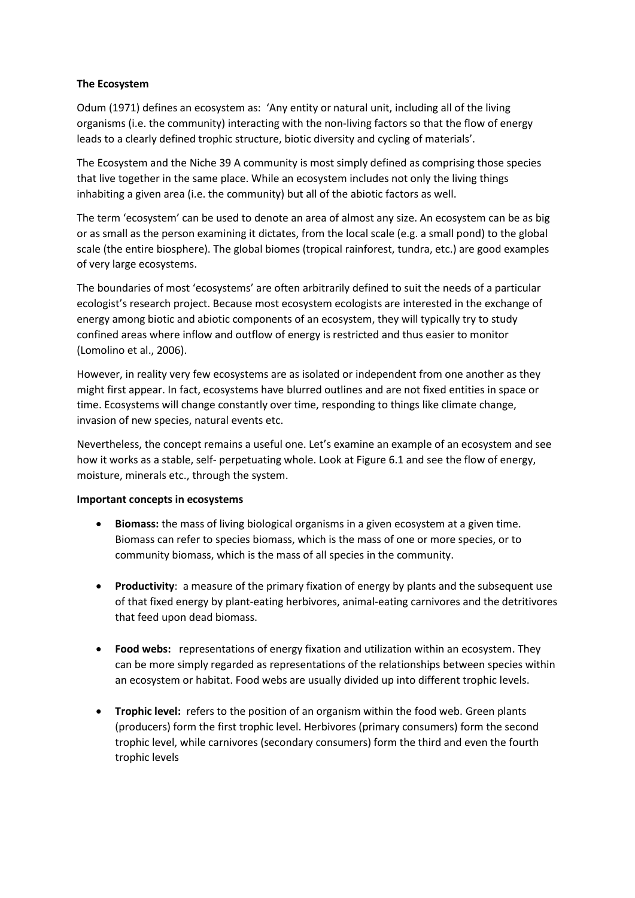**The Ecosystem**

Odum (1971) defines an ecosystem as: 'Any entity or natural unit, including all of the living organisms (i.e. the community) interacting with the non-living factors so that the flow of energy leads to a clearly defined trophic structure, biotic diversity and cycling of materials'.

The Ecosystem and the Niche 39 A community is most simply defined as comprising those species that live together in the same place. While an ecosystem includes not only the living things inhabiting a given area (i.e. the community) but all of the abiotic factors as well.

The term 'ecosystem' can be used to denote an area of almost any size. An ecosystem can be as big or as small as the person examining it dictates, from the local scale (e.g. a small pond) to the global scale (the entire biosphere). The global biomes (tropical rainforest, tundra, etc.) are good examples of very large ecosystems.

The boundaries of most 'ecosystems' are often arbitrarily defined to suit the needs of a particular ecologist's research project. Because most ecosystem ecologists are interested in the exchange of energy among biotic and abiotic components of an ecosystem, they will typically try to study confined areas where inflow and outflow of energy is restricted and thus easier to monitor (Lomolino et al., 2006).

However, in reality very few ecosystems are as isolated or independent from one another as they might first appear. In fact, ecosystems have blurred outlines and are not fixed entities in space or time. Ecosystems will change constantly over time, responding to things like climate change, invasion of new species, natural events etc.

Nevertheless, the concept remains a useful one. Let's examine an example of an ecosystem and see how it works as a stable, self- perpetuating whole. Look at Figure 6.1 and see the flow of energy, moisture, minerals etc., through the system.

**Important concepts in ecosystems**

- **Biomass:** the mass of living biological organisms in a given ecosystem at a given time. Biomass can refer to species biomass, which is the mass of one or more species, or to community biomass, which is the mass of all species in the community.

- **Productivity**: a measure of the primary fixation of energy by plants and the subsequent use of that fixed energy by plant-eating herbivores, animal-eating carnivores and the detritivores that feed upon dead biomass.

- **Food webs:** representations of energy fixation and utilization within an ecosystem. They can be more simply regarded as representations of the relationships between species within an ecosystem or habitat. Food webs are usually divided up into different trophic levels.

- **Trophic level:** refers to the position of an organism within the food web. Green plants (producers) form the first trophic level. Herbivores (primary consumers) form the second trophic level, while carnivores (secondary consumers) form the third and even the fourth trophic levels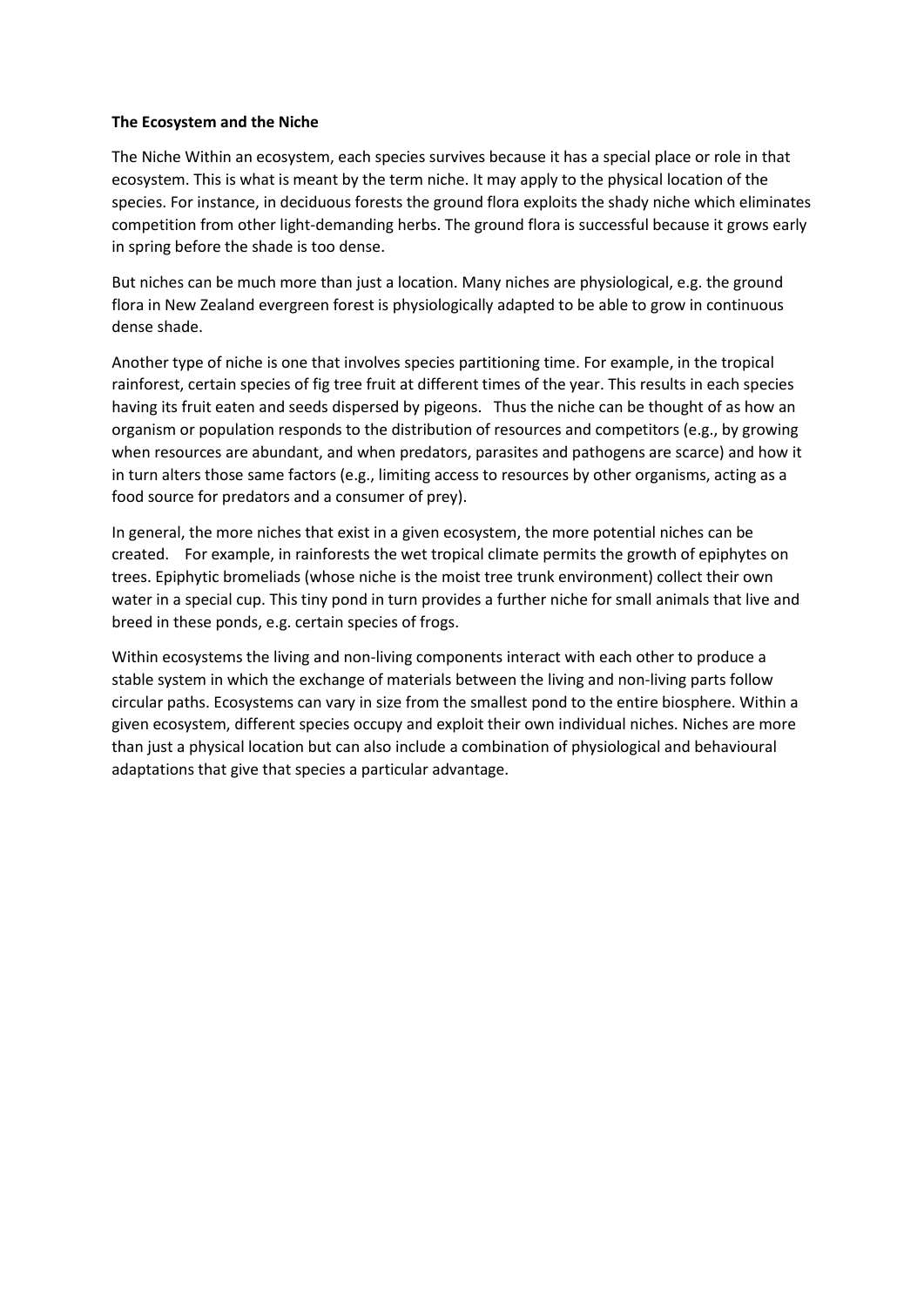**The Ecosystem and the Niche**

The Niche Within an ecosystem, each species survives because it has a special place or role in that ecosystem. This is what is meant by the term niche. It may apply to the physical location of the species. For instance, in deciduous forests the ground flora exploits the shady niche which eliminates competition from other light-demanding herbs. The ground flora is successful because it grows early in spring before the shade is too dense.

But niches can be much more than just a location. Many niches are physiological, e.g. the ground flora in New Zealand evergreen forest is physiologically adapted to be able to grow in continuous dense shade.

Another type of niche is one that involves species partitioning time. For example, in the tropical rainforest, certain species of fig tree fruit at different times of the year. This results in each species having its fruit eaten and seeds dispersed by pigeons. Thus the niche can be thought of as how an organism or population responds to the distribution of resources and competitors (e.g., by growing when resources are abundant, and when predators, parasites and pathogens are scarce) and how it in turn alters those same factors (e.g., limiting access to resources by other organisms, acting as a food source for predators and a consumer of prey).

In general, the more niches that exist in a given ecosystem, the more potential niches can be created. For example, in rainforests the wet tropical climate permits the growth of epiphytes on trees. Epiphytic bromeliads (whose niche is the moist tree trunk environment) collect their own water in a special cup. This tiny pond in turn provides a further niche for small animals that live and breed in these ponds, e.g. certain species of frogs.

Within ecosystems the living and non-living components interact with each other to produce a stable system in which the exchange of materials between the living and non-living parts follow circular paths. Ecosystems can vary in size from the smallest pond to the entire biosphere. Within a given ecosystem, different species occupy and exploit their own individual niches. Niches are more than just a physical location but can also include a combination of physiological and behavioural adaptations that give that species a particular advantage.